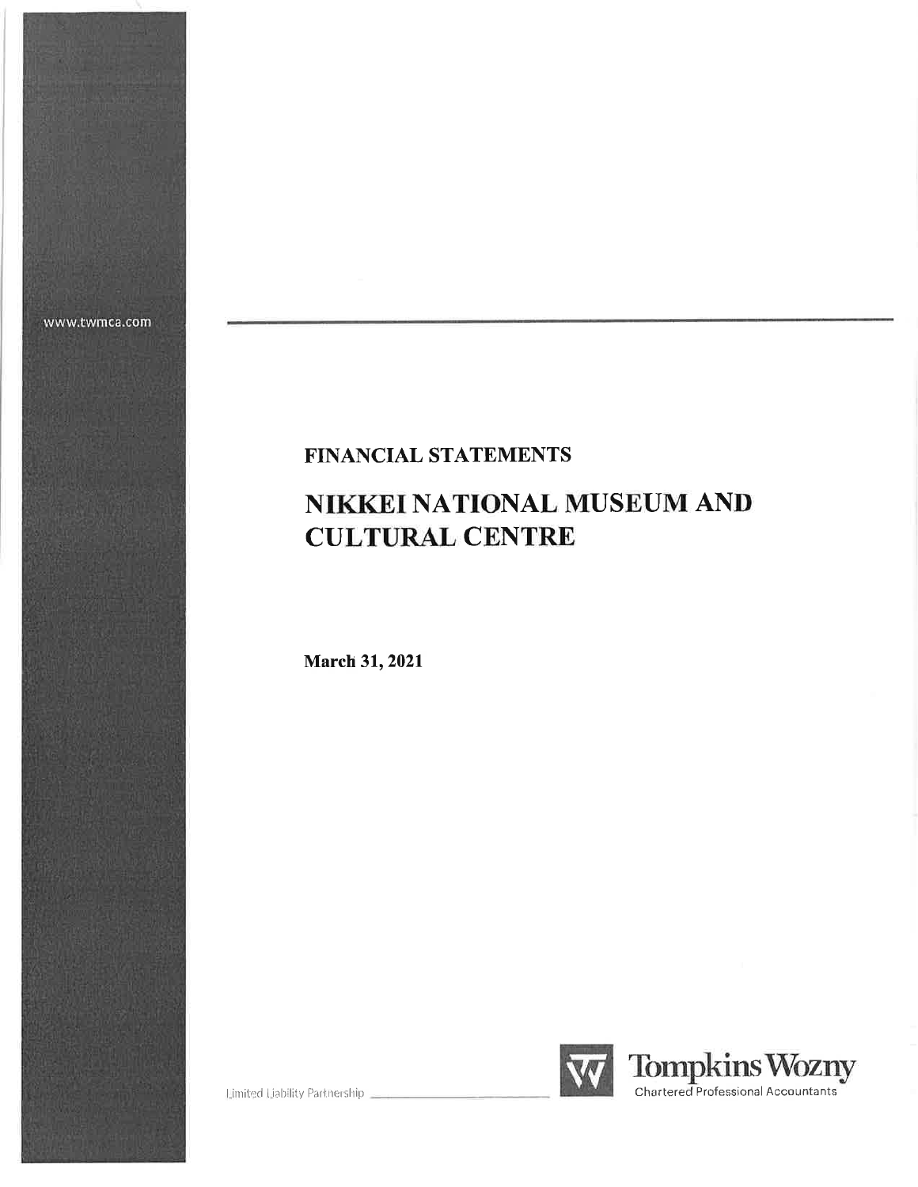www.twmca.com

**FINANCIAL STATEMENTS**

# NIKKEI NATIONAL MUSEUM AND CULTURAL CENTRE

**March 31, 2021**

Limited Liability Partnership

Tompkins Wozny
Chartered Professional Accountants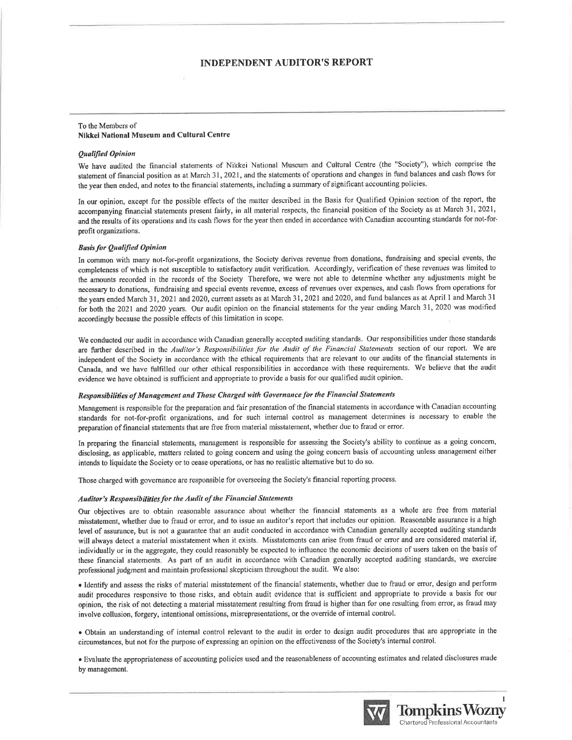# INDEPENDENT AUDITOR'S REPORT

To the Members of
**Nikkei National Museum and Cultural Centre**

***Qualified Opinion***

We have audited the financial statements of Nikkei National Museum and Cultural Centre (the "Society"), which comprise the statement of financial position as at March 31, 2021, and the statements of operations and changes in fund balances and cash flows for the year then ended, and notes to the financial statements, including a summary of significant accounting policies.

In our opinion, except for the possible effects of the matter described in the Basis for Qualified Opinion section of the report, the accompanying financial statements present fairly, in all material respects, the financial position of the Society as at March 31, 2021, and the results of its operations and its cash flows for the year then ended in accordance with Canadian accounting standards for not-for-profit organizations.

***Basis for Qualified Opinion***

In common with many not-for-profit organizations, the Society derives revenue from donations, fundraising and special events, the completeness of which is not susceptible to satisfactory audit verification. Accordingly, verification of these revenues was limited to the amounts recorded in the records of the Society Therefore, we were not able to determine whether any adjustments might be necessary to donations, fundraising and special events revenue, excess of revenues over expenses, and cash flows from operations for the years ended March 31, 2021 and 2020, current assets as at March 31, 2021 and 2020, and fund balances as at April 1 and March 31 for both the 2021 and 2020 years. Our audit opinion on the financial statements for the year ending March 31, 2020 was modified accordingly because the possible effects of this limitation in scope.

We conducted our audit in accordance with Canadian generally accepted auditing standards. Our responsibilities under those standards are further described in the *Auditor's Responsibilities for the Audit of the Financial Statements* section of our report. We are independent of the Society in accordance with the ethical requirements that are relevant to our audits of the financial statements in Canada, and we have fulfilled our other ethical responsibilities in accordance with these requirements. We believe that the audit evidence we have obtained is sufficient and appropriate to provide a basis for our qualified audit opinion.

***Responsibilities of Management and Those Charged with Governance for the Financial Statements***

Management is responsible for the preparation and fair presentation of the financial statements in accordance with Canadian accounting standards for not-for-profit organizations, and for such internal control as management determines is necessary to enable the preparation of financial statements that are free from material misstatement, whether due to fraud or error.

In preparing the financial statements, management is responsible for assessing the Society's ability to continue as a going concern, disclosing, as applicable, matters related to going concern and using the going concern basis of accounting unless management either intends to liquidate the Society or to cease operations, or has no realistic alternative but to do so.

Those charged with governance are responsible for overseeing the Society's financial reporting process.

***Auditor's Responsibilities for the Audit of the Financial Statements***

Our objectives are to obtain reasonable assurance about whether the financial statements as a whole are free from material misstatement, whether due to fraud or error, and to issue an auditor's report that includes our opinion. Reasonable assurance is a high level of assurance, but is not a guarantee that an audit conducted in accordance with Canadian generally accepted auditing standards will always detect a material misstatement when it exists. Misstatements can arise from fraud or error and are considered material if, individually or in the aggregate, they could reasonably be expected to influence the economic decisions of users taken on the basis of these financial statements. As part of an audit in accordance with Canadian generally accepted auditing standards, we exercise professional judgment and maintain professional skepticism throughout the audit. We also:

- Identify and assess the risks of material misstatement of the financial statements, whether due to fraud or error, design and perform audit procedures responsive to those risks, and obtain audit evidence that is sufficient and appropriate to provide a basis for our opinion, the risk of not detecting a material misstatement resulting from fraud is higher than for one resulting from error, as fraud may involve collusion, forgery, intentional omissions, misrepresentations, or the override of internal control.

- Obtain an understanding of internal control relevant to the audit in order to design audit procedures that are appropriate in the circumstances, but not for the purpose of expressing an opinion on the effectiveness of the Society's internal control.

- Evaluate the appropriateness of accounting policies used and the reasonableness of accounting estimates and related disclosures made by management.

Tompkins Wozny
Chartered Professional Accountants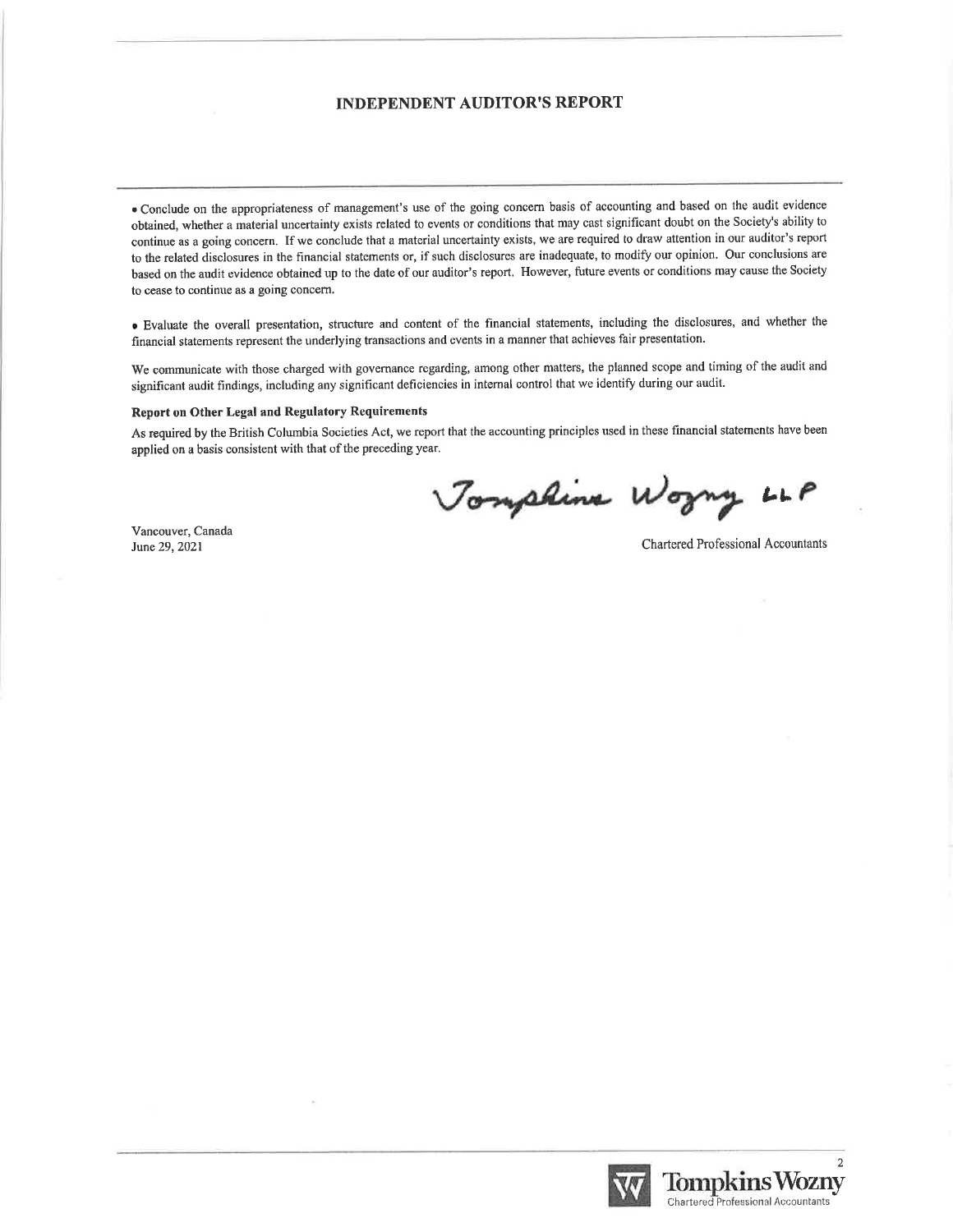# INDEPENDENT AUDITOR'S REPORT

- Conclude on the appropriateness of management's use of the going concern basis of accounting and based on the audit evidence obtained, whether a material uncertainty exists related to events or conditions that may cast significant doubt on the Society's ability to continue as a going concern. If we conclude that a material uncertainty exists, we are required to draw attention in our auditor's report to the related disclosures in the financial statements or, if such disclosures are inadequate, to modify our opinion. Our conclusions are based on the audit evidence obtained up to the date of our auditor's report. However, future events or conditions may cause the Society to cease to continue as a going concern.

- Evaluate the overall presentation, structure and content of the financial statements, including the disclosures, and whether the financial statements represent the underlying transactions and events in a manner that achieves fair presentation.

We communicate with those charged with governance regarding, among other matters, the planned scope and timing of the audit and significant audit findings, including any significant deficiencies in internal control that we identify during our audit.

**Report on Other Legal and Regulatory Requirements**

As required by the British Columbia Societies Act, we report that the accounting principles used in these financial statements have been applied on a basis consistent with that of the preceding year.

Tompkins Wozny LLP

Vancouver, Canada
June 29, 2021

Chartered Professional Accountants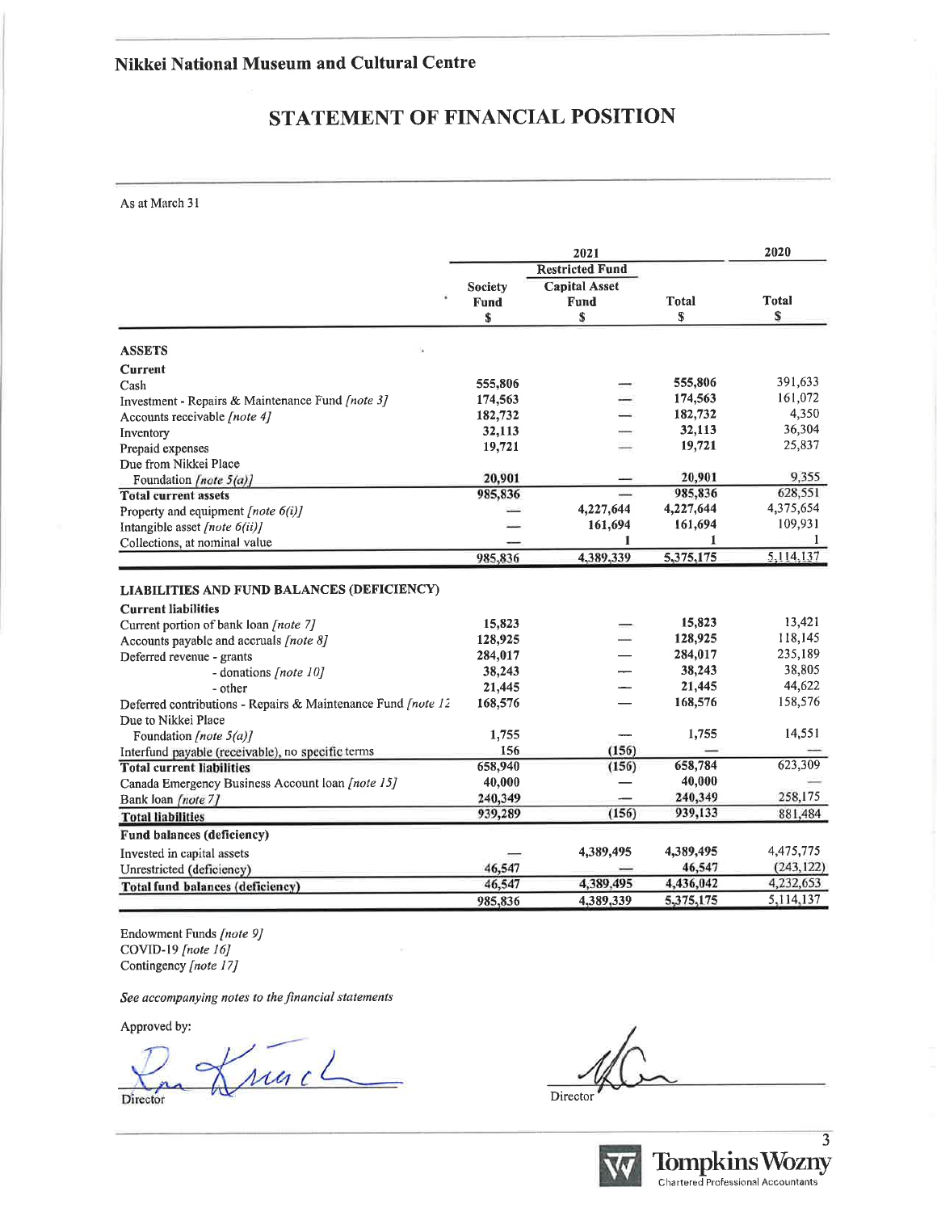## Nikkei National Museum and Cultural Centre

# STATEMENT OF FINANCIAL POSITION

As at March 31

| | 2021 | | | 2020 |
|---|---|---|---|---|
| | | Restricted Fund | | |
| | Society Fund | Capital Asset Fund | Total | Total |
| | $ | $ | $ | $ |
| **ASSETS** | | | | |
| **Current** | | | | |
| Cash | 555,806 | — | 555,806 | 391,633 |
| Investment - Repairs & Maintenance Fund *[note 3]* | 174,563 | — | 174,563 | 161,072 |
| Accounts receivable *[note 4]* | 182,732 | — | 182,732 | 4,350 |
| Inventory | 32,113 | — | 32,113 | 36,304 |
| Prepaid expenses | 19,721 | — | 19,721 | 25,837 |
| Due from Nikkei Place Foundation *[note 5(a)]* | 20,901 | — | 20,901 | 9,355 |
| **Total current assets** | 985,836 | — | 985,836 | 628,551 |
| Property and equipment *[note 6(i)]* | — | 4,227,644 | 4,227,644 | 4,375,654 |
| Intangible asset *[note 6(ii)]* | — | 161,694 | 161,694 | 109,931 |
| Collections, at nominal value | — | 1 | 1 | 1 |
| | 985,836 | 4,389,339 | 5,375,175 | 5,114,137 |
| **LIABILITIES AND FUND BALANCES (DEFICIENCY)** | | | | |
| **Current liabilities** | | | | |
| Current portion of bank loan *[note 7]* | 15,823 | — | 15,823 | 13,421 |
| Accounts payable and accruals *[note 8]* | 128,925 | — | 128,925 | 118,145 |
| Deferred revenue - grants | 284,017 | — | 284,017 | 235,189 |
| - donations *[note 10]* | 38,243 | — | 38,243 | 38,805 |
| - other | 21,445 | — | 21,445 | 44,622 |
| Deferred contributions - Repairs & Maintenance Fund *[note 12]* | 168,576 | — | 168,576 | 158,576 |
| Due to Nikkei Place Foundation *[note 5(a)]* | 1,755 | — | 1,755 | 14,551 |
| Interfund payable (receivable), no specific terms | 156 | (156) | — | — |
| **Total current liabilities** | 658,940 | (156) | 658,784 | 623,309 |
| Canada Emergency Business Account loan *[note 15]* | 40,000 | — | 40,000 | — |
| Bank loan *[note 7]* | 240,349 | — | 240,349 | 258,175 |
| **Total liabilities** | 939,289 | (156) | 939,133 | 881,484 |
| **Fund balances (deficiency)** | | | | |
| Invested in capital assets | — | 4,389,495 | 4,389,495 | 4,475,775 |
| Unrestricted (deficiency) | 46,547 | — | 46,547 | (243,122) |
| **Total fund balances (deficiency)** | 46,547 | 4,389,495 | 4,436,042 | 4,232,653 |
| | 985,836 | 4,389,339 | 5,375,175 | 5,114,137 |

Endowment Funds *[note 9]*
COVID-19 *[note 16]*
Contingency *[note 17]*

*See accompanying notes to the financial statements*

Approved by:

Director

Director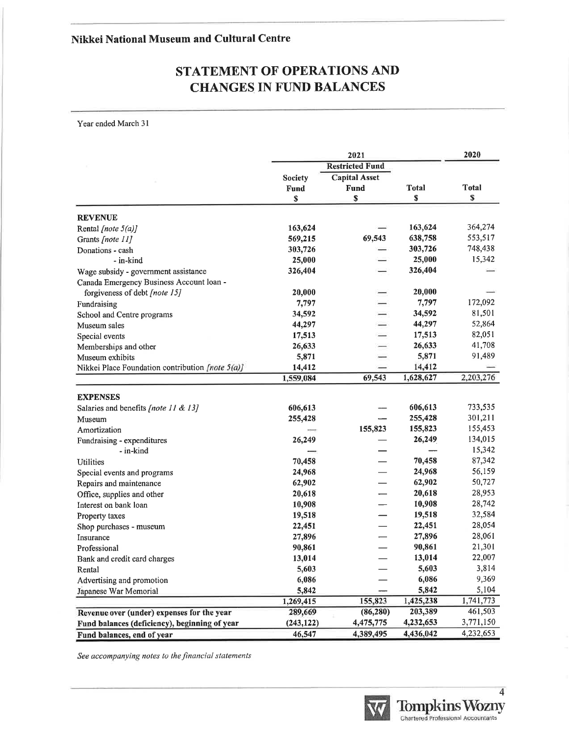**Nikkei National Museum and Cultural Centre**

# STATEMENT OF OPERATIONS AND CHANGES IN FUND BALANCES

Year ended March 31

| | 2021 | | | 2020 |
|---|---|---|---|---|
| | | Restricted Fund | | |
| | Society Fund | Capital Asset Fund | Total | Total |
| | $ | $ | $ | $ |
| **REVENUE** | | | | |
| Rental *[note 5(a)]* | 163,624 | — | 163,624 | 364,274 |
| Grants *[note 11]* | 569,215 | 69,543 | 638,758 | 553,517 |
| Donations - cash | 303,726 | — | 303,726 | 748,438 |
| - in-kind | 25,000 | — | 25,000 | 15,342 |
| Wage subsidy - government assistance | 326,404 | — | 326,404 | — |
| Canada Emergency Business Account loan - forgiveness of debt *[note 15]* | 20,000 | — | 20,000 | — |
| Fundraising | 7,797 | — | 7,797 | 172,092 |
| School and Centre programs | 34,592 | — | 34,592 | 81,501 |
| Museum sales | 44,297 | — | 44,297 | 52,864 |
| Special events | 17,513 | — | 17,513 | 82,051 |
| Memberships and other | 26,633 | — | 26,633 | 41,708 |
| Museum exhibits | 5,871 | — | 5,871 | 91,489 |
| Nikkei Place Foundation contribution *[note 5(a)]* | 14,412 | — | 14,412 | — |
| | 1,559,084 | 69,543 | 1,628,627 | 2,203,276 |
| **EXPENSES** | | | | |
| Salaries and benefits *[note 11 & 13]* | 606,613 | — | 606,613 | 733,535 |
| Museum | 255,428 | — | 255,428 | 301,211 |
| Amortization | — | 155,823 | 155,823 | 155,453 |
| Fundraising - expenditures | 26,249 | — | 26,249 | 134,015 |
| - in-kind | — | — | — | 15,342 |
| Utilities | 70,458 | — | 70,458 | 87,342 |
| Special events and programs | 24,968 | — | 24,968 | 56,159 |
| Repairs and maintenance | 62,902 | — | 62,902 | 50,727 |
| Office, supplies and other | 20,618 | — | 20,618 | 28,953 |
| Interest on bank loan | 10,908 | — | 10,908 | 28,742 |
| Property taxes | 19,518 | — | 19,518 | 32,584 |
| Shop purchases - museum | 22,451 | — | 22,451 | 28,054 |
| Insurance | 27,896 | — | 27,896 | 28,061 |
| Professional | 90,861 | — | 90,861 | 21,301 |
| Bank and credit card charges | 13,014 | — | 13,014 | 22,007 |
| Rental | 5,603 | — | 5,603 | 3,814 |
| Advertising and promotion | 6,086 | — | 6,086 | 9,369 |
| Japanese War Memorial | 5,842 | — | 5,842 | 5,104 |
| | 1,269,415 | 155,823 | 1,425,238 | 1,741,773 |
| **Revenue over (under) expenses for the year** | 289,669 | (86,280) | 203,389 | 461,503 |
| **Fund balances (deficiency), beginning of year** | (243,122) | 4,475,775 | 4,232,653 | 3,771,150 |
| **Fund balances, end of year** | 46,547 | 4,389,495 | 4,436,042 | 4,232,653 |

*See accompanying notes to the financial statements*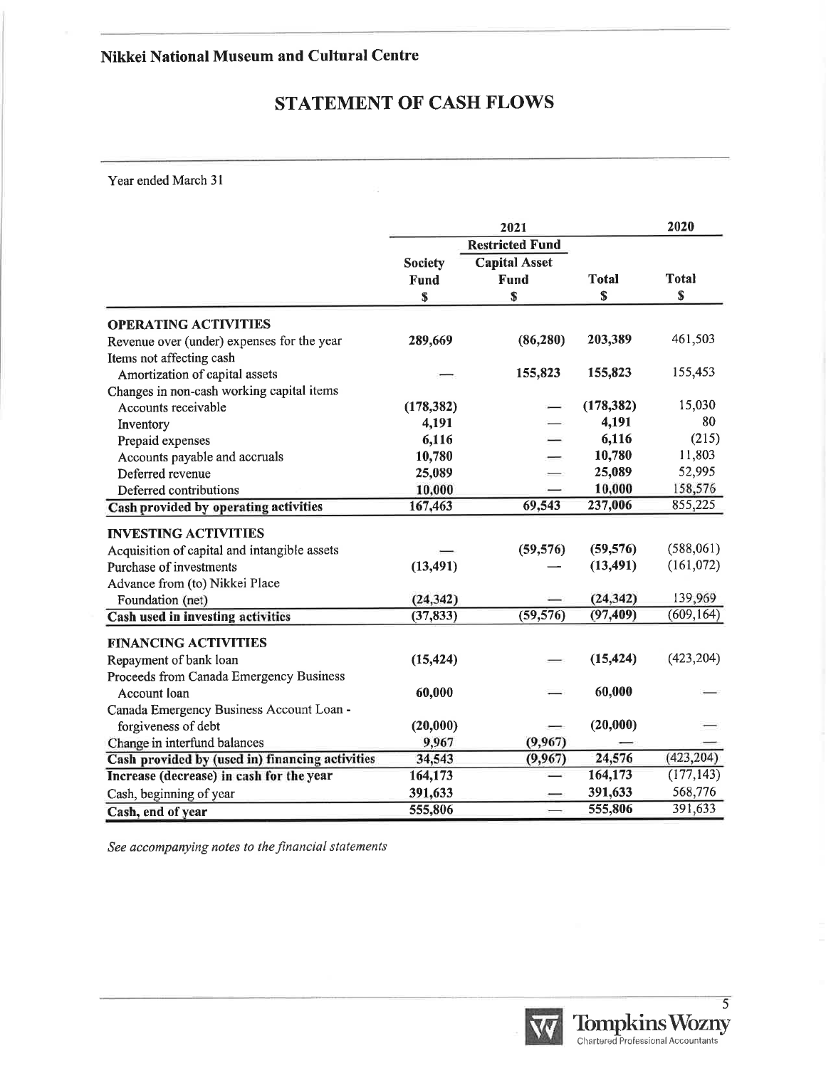## Nikkei National Museum and Cultural Centre

# STATEMENT OF CASH FLOWS

Year ended March 31

| | 2021 | | | 2020 |
|---|---|---|---|---|
| | | Restricted Fund | | |
| | Society Fund | Capital Asset Fund | Total | Total |
| | $ | $ | $ | $ |
| **OPERATING ACTIVITIES** | | | | |
| Revenue over (under) expenses for the year | **289,669** | **(86,280)** | **203,389** | 461,503 |
| Items not affecting cash | | | | |
| Amortization of capital assets | **—** | **155,823** | **155,823** | 155,453 |
| Changes in non-cash working capital items | | | | |
| Accounts receivable | **(178,382)** | **—** | **(178,382)** | 15,030 |
| Inventory | **4,191** | **—** | **4,191** | 80 |
| Prepaid expenses | **6,116** | **—** | **6,116** | (215) |
| Accounts payable and accruals | **10,780** | **—** | **10,780** | 11,803 |
| Deferred revenue | **25,089** | **—** | **25,089** | 52,995 |
| Deferred contributions | **10,000** | **—** | **10,000** | 158,576 |
| **Cash provided by operating activities** | **167,463** | **69,543** | **237,006** | 855,225 |
| **INVESTING ACTIVITIES** | | | | |
| Acquisition of capital and intangible assets | **—** | **(59,576)** | **(59,576)** | (588,061) |
| Purchase of investments | **(13,491)** | **—** | **(13,491)** | (161,072) |
| Advance from (to) Nikkei Place Foundation (net) | **(24,342)** | **—** | **(24,342)** | 139,969 |
| **Cash used in investing activities** | **(37,833)** | **(59,576)** | **(97,409)** | (609,164) |
| **FINANCING ACTIVITIES** | | | | |
| Repayment of bank loan | **(15,424)** | **—** | **(15,424)** | (423,204) |
| Proceeds from Canada Emergency Business Account loan | **60,000** | **—** | **60,000** | — |
| Canada Emergency Business Account Loan - forgiveness of debt | **(20,000)** | **—** | **(20,000)** | — |
| Change in interfund balances | **9,967** | **(9,967)** | **—** | — |
| **Cash provided by (used in) financing activities** | **34,543** | **(9,967)** | **24,576** | (423,204) |
| **Increase (decrease) in cash for the year** | **164,173** | **—** | **164,173** | (177,143) |
| Cash, beginning of year | **391,633** | **—** | **391,633** | 568,776 |
| **Cash, end of year** | **555,806** | **—** | **555,806** | 391,633 |

*See accompanying notes to the financial statements*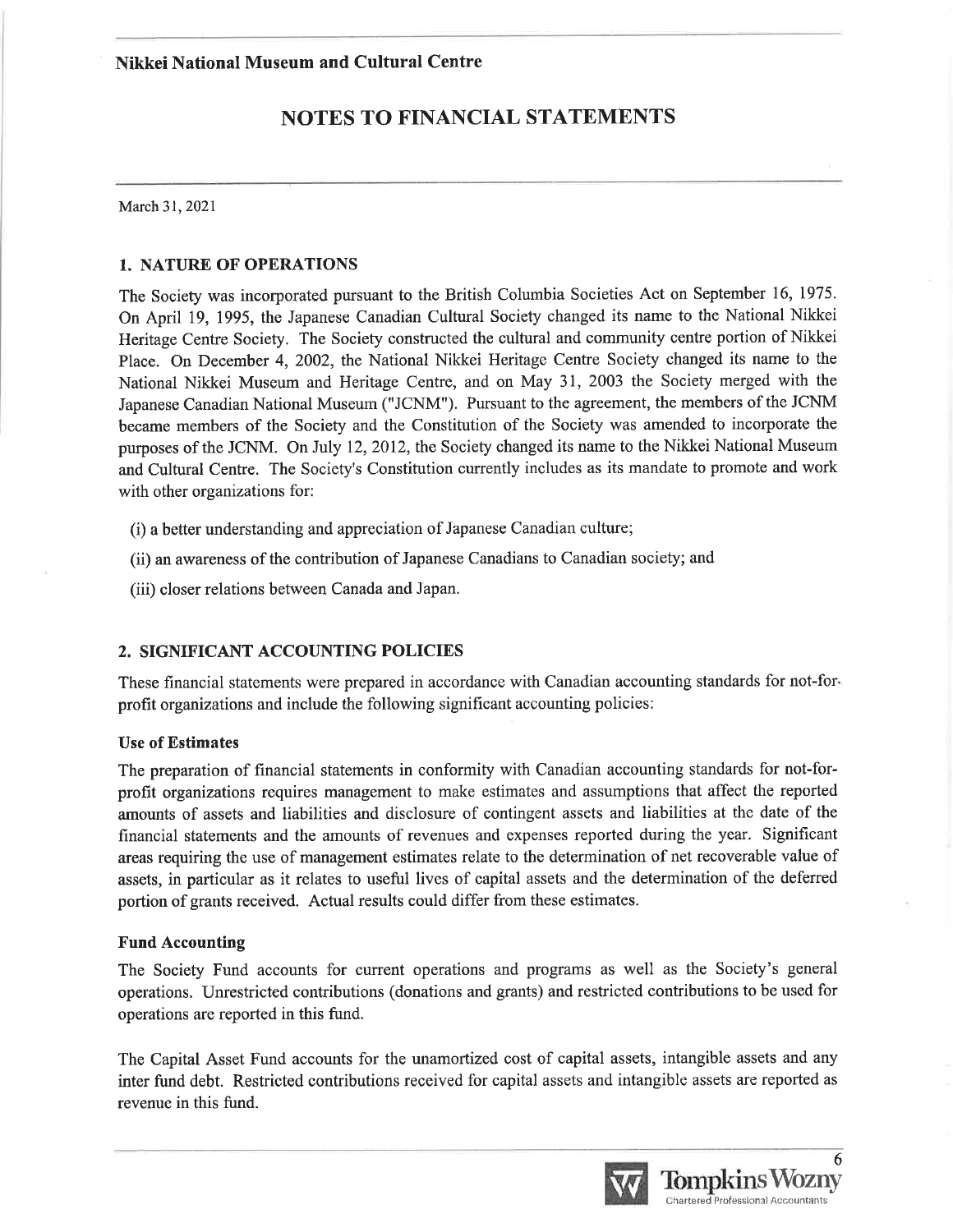## Nikkei National Museum and Cultural Centre

# NOTES TO FINANCIAL STATEMENTS

March 31, 2021

### 1. NATURE OF OPERATIONS

The Society was incorporated pursuant to the British Columbia Societies Act on September 16, 1975. On April 19, 1995, the Japanese Canadian Cultural Society changed its name to the National Nikkei Heritage Centre Society. The Society constructed the cultural and community centre portion of Nikkei Place. On December 4, 2002, the National Nikkei Heritage Centre Society changed its name to the National Nikkei Museum and Heritage Centre, and on May 31, 2003 the Society merged with the Japanese Canadian National Museum ("JCNM"). Pursuant to the agreement, the members of the JCNM became members of the Society and the Constitution of the Society was amended to incorporate the purposes of the JCNM. On July 12, 2012, the Society changed its name to the Nikkei National Museum and Cultural Centre. The Society's Constitution currently includes as its mandate to promote and work with other organizations for:

(i) a better understanding and appreciation of Japanese Canadian culture;

(ii) an awareness of the contribution of Japanese Canadians to Canadian society; and

(iii) closer relations between Canada and Japan.

### 2. SIGNIFICANT ACCOUNTING POLICIES

These financial statements were prepared in accordance with Canadian accounting standards for not-for-profit organizations and include the following significant accounting policies:

**Use of Estimates**

The preparation of financial statements in conformity with Canadian accounting standards for not-for-profit organizations requires management to make estimates and assumptions that affect the reported amounts of assets and liabilities and disclosure of contingent assets and liabilities at the date of the financial statements and the amounts of revenues and expenses reported during the year. Significant areas requiring the use of management estimates relate to the determination of net recoverable value of assets, in particular as it relates to useful lives of capital assets and the determination of the deferred portion of grants received. Actual results could differ from these estimates.

**Fund Accounting**

The Society Fund accounts for current operations and programs as well as the Society's general operations. Unrestricted contributions (donations and grants) and restricted contributions to be used for operations are reported in this fund.

The Capital Asset Fund accounts for the unamortized cost of capital assets, intangible assets and any inter fund debt. Restricted contributions received for capital assets and intangible assets are reported as revenue in this fund.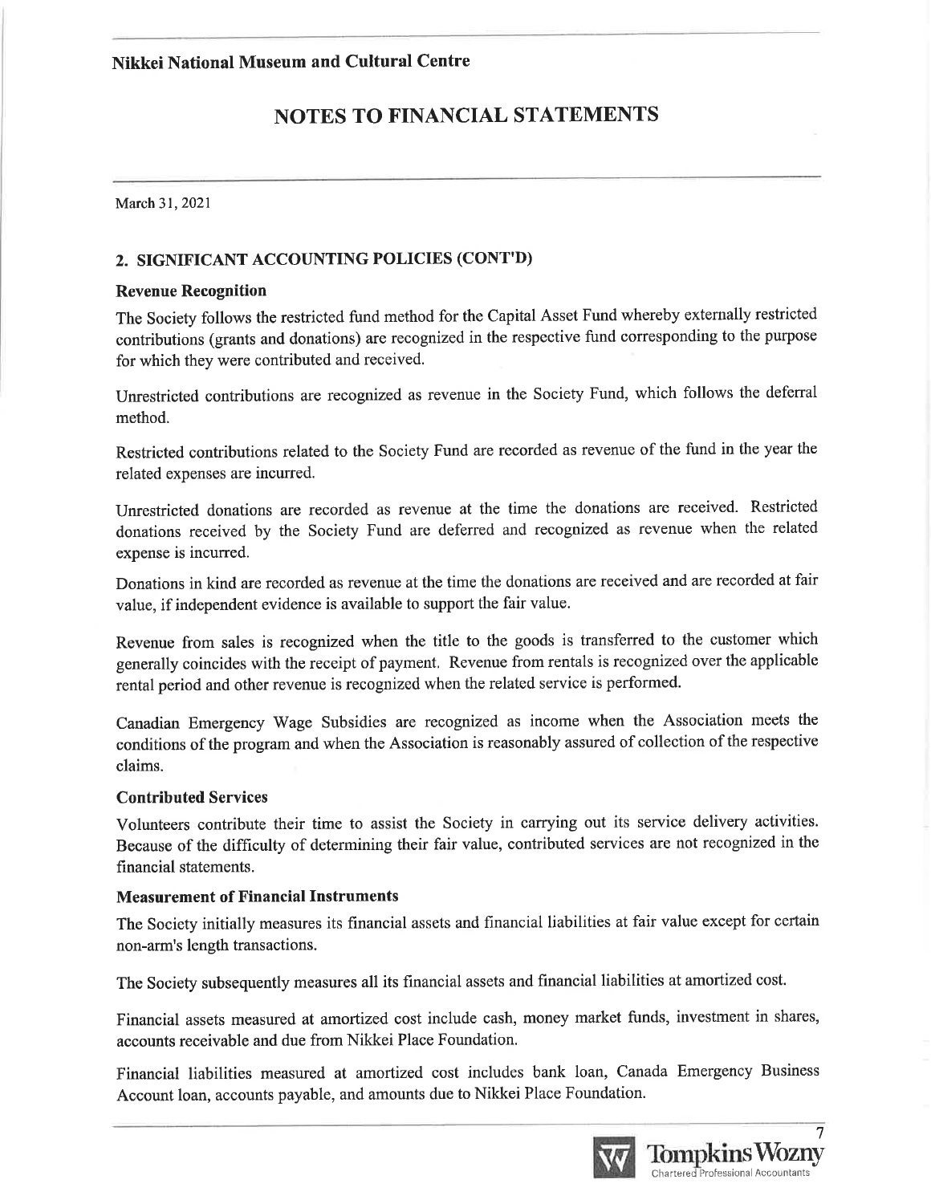March 31, 2021

## 2. SIGNIFICANT ACCOUNTING POLICIES (CONT'D)

### Revenue Recognition

The Society follows the restricted fund method for the Capital Asset Fund whereby externally restricted contributions (grants and donations) are recognized in the respective fund corresponding to the purpose for which they were contributed and received.

Unrestricted contributions are recognized as revenue in the Society Fund, which follows the deferral method.

Restricted contributions related to the Society Fund are recorded as revenue of the fund in the year the related expenses are incurred.

Unrestricted donations are recorded as revenue at the time the donations are received. Restricted donations received by the Society Fund are deferred and recognized as revenue when the related expense is incurred.

Donations in kind are recorded as revenue at the time the donations are received and are recorded at fair value, if independent evidence is available to support the fair value.

Revenue from sales is recognized when the title to the goods is transferred to the customer which generally coincides with the receipt of payment. Revenue from rentals is recognized over the applicable rental period and other revenue is recognized when the related service is performed.

Canadian Emergency Wage Subsidies are recognized as income when the Association meets the conditions of the program and when the Association is reasonably assured of collection of the respective claims.

### Contributed Services

Volunteers contribute their time to assist the Society in carrying out its service delivery activities. Because of the difficulty of determining their fair value, contributed services are not recognized in the financial statements.

### Measurement of Financial Instruments

The Society initially measures its financial assets and financial liabilities at fair value except for certain non-arm's length transactions.

The Society subsequently measures all its financial assets and financial liabilities at amortized cost.

Financial assets measured at amortized cost include cash, money market funds, investment in shares, accounts receivable and due from Nikkei Place Foundation.

Financial liabilities measured at amortized cost includes bank loan, Canada Emergency Business Account loan, accounts payable, and amounts due to Nikkei Place Foundation.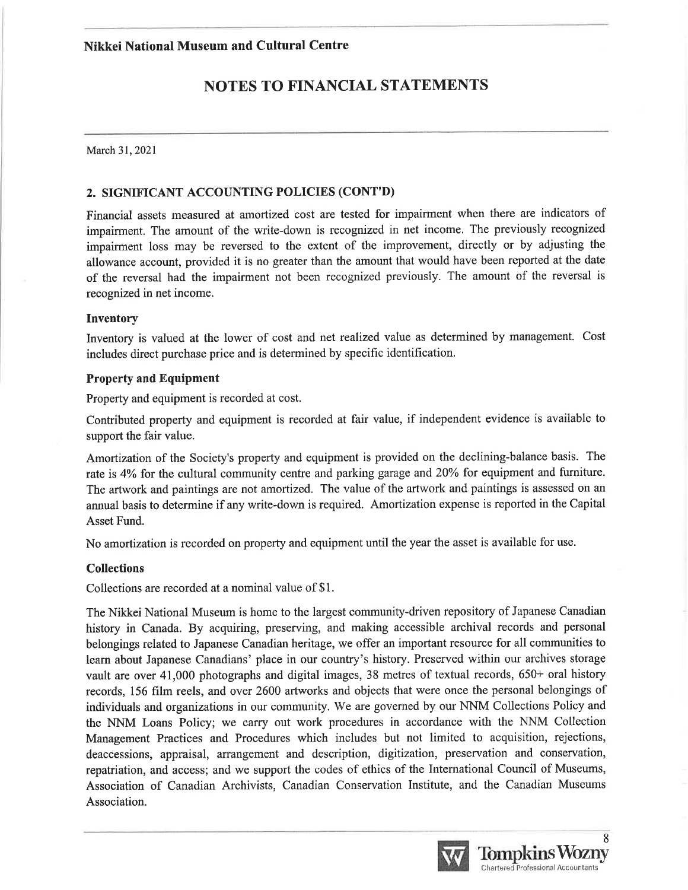## 2. SIGNIFICANT ACCOUNTING POLICIES (CONT'D)

Financial assets measured at amortized cost are tested for impairment when there are indicators of impairment. The amount of the write-down is recognized in net income. The previously recognized impairment loss may be reversed to the extent of the improvement, directly or by adjusting the allowance account, provided it is no greater than the amount that would have been reported at the date of the reversal had the impairment not been recognized previously. The amount of the reversal is recognized in net income.

### Inventory

Inventory is valued at the lower of cost and net realized value as determined by management. Cost includes direct purchase price and is determined by specific identification.

### Property and Equipment

Property and equipment is recorded at cost.

Contributed property and equipment is recorded at fair value, if independent evidence is available to support the fair value.

Amortization of the Society's property and equipment is provided on the declining-balance basis. The rate is 4% for the cultural community centre and parking garage and 20% for equipment and furniture. The artwork and paintings are not amortized. The value of the artwork and paintings is assessed on an annual basis to determine if any write-down is required. Amortization expense is reported in the Capital Asset Fund.

No amortization is recorded on property and equipment until the year the asset is available for use.

### Collections

Collections are recorded at a nominal value of $1.

The Nikkei National Museum is home to the largest community-driven repository of Japanese Canadian history in Canada. By acquiring, preserving, and making accessible archival records and personal belongings related to Japanese Canadian heritage, we offer an important resource for all communities to learn about Japanese Canadians' place in our country's history. Preserved within our archives storage vault are over 41,000 photographs and digital images, 38 metres of textual records, 650+ oral history records, 156 film reels, and over 2600 artworks and objects that were once the personal belongings of individuals and organizations in our community. We are governed by our NNM Collections Policy and the NNM Loans Policy; we carry out work procedures in accordance with the NNM Collection Management Practices and Procedures which includes but not limited to acquisition, rejections, deaccessions, appraisal, arrangement and description, digitization, preservation and conservation, repatriation, and access; and we support the codes of ethics of the International Council of Museums, Association of Canadian Archivists, Canadian Conservation Institute, and the Canadian Museums Association.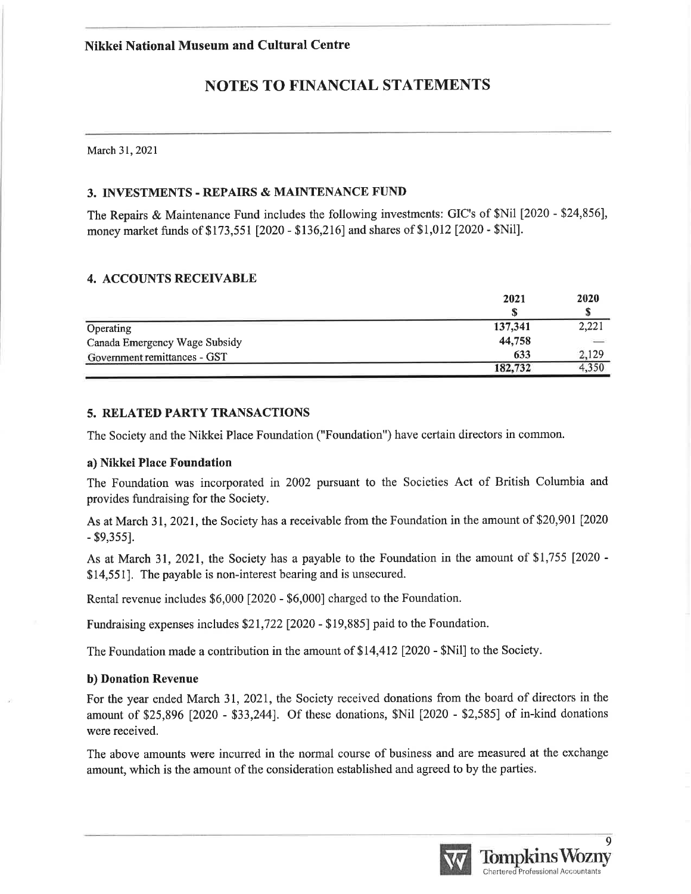# Nikkei National Museum and Cultural Centre

## NOTES TO FINANCIAL STATEMENTS

March 31, 2021

### 3. INVESTMENTS - REPAIRS & MAINTENANCE FUND

The Repairs & Maintenance Fund includes the following investments: GIC's of $Nil [2020 - $24,856], money market funds of $173,551 [2020 - $136,216] and shares of $1,012 [2020 - $Nil].

### 4. ACCOUNTS RECEIVABLE

| | 2021 | 2020 |
|---|---|---|
| | $ | $ |
| Operating | 137,341 | 2,221 |
| Canada Emergency Wage Subsidy | 44,758 | — |
| Government remittances - GST | 633 | 2,129 |
| | 182,732 | 4,350 |

### 5. RELATED PARTY TRANSACTIONS

The Society and the Nikkei Place Foundation ("Foundation") have certain directors in common.

#### a) Nikkei Place Foundation

The Foundation was incorporated in 2002 pursuant to the Societies Act of British Columbia and provides fundraising for the Society.

As at March 31, 2021, the Society has a receivable from the Foundation in the amount of $20,901 [2020 - $9,355].

As at March 31, 2021, the Society has a payable to the Foundation in the amount of $1,755 [2020 - $14,551]. The payable is non-interest bearing and is unsecured.

Rental revenue includes $6,000 [2020 - $6,000] charged to the Foundation.

Fundraising expenses includes $21,722 [2020 - $19,885] paid to the Foundation.

The Foundation made a contribution in the amount of $14,412 [2020 - $Nil] to the Society.

#### b) Donation Revenue

For the year ended March 31, 2021, the Society received donations from the board of directors in the amount of $25,896 [2020 - $33,244]. Of these donations, $Nil [2020 - $2,585] of in-kind donations were received.

The above amounts were incurred in the normal course of business and are measured at the exchange amount, which is the amount of the consideration established and agreed to by the parties.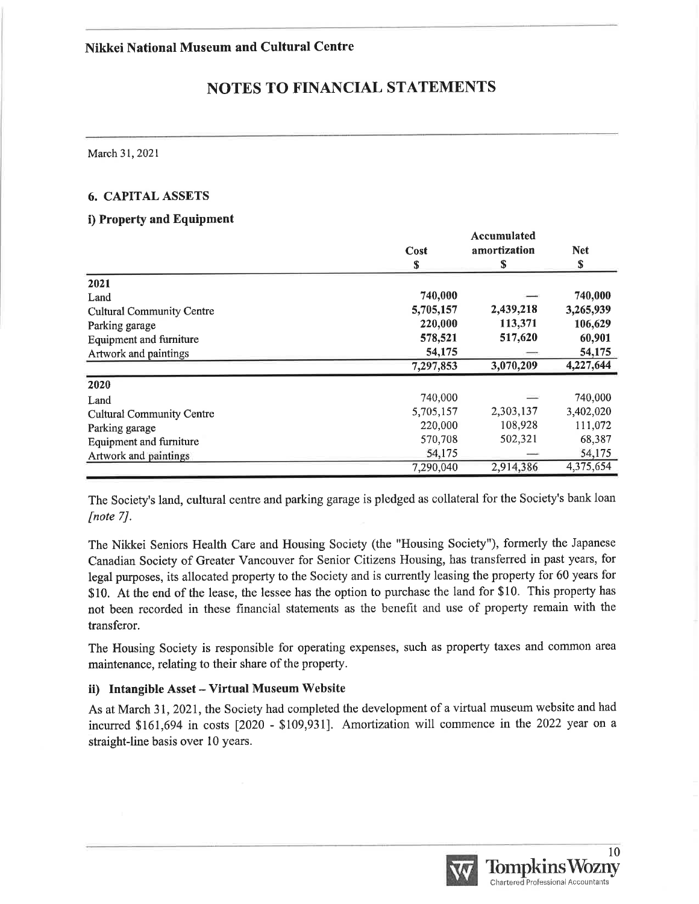# Nikkei National Museum and Cultural Centre

## NOTES TO FINANCIAL STATEMENTS

March 31, 2021

### 6. CAPITAL ASSETS

#### i) Property and Equipment

| | Cost<br>$ | Accumulated amortization<br>$ | Net<br>$ |
|---|---|---|---|
| **2021** | | | |
| Land | **740,000** | **—** | **740,000** |
| Cultural Community Centre | **5,705,157** | **2,439,218** | **3,265,939** |
| Parking garage | **220,000** | **113,371** | **106,629** |
| Equipment and furniture | **578,521** | **517,620** | **60,901** |
| Artwork and paintings | **54,175** | **—** | **54,175** |
| | **7,297,853** | **3,070,209** | **4,227,644** |
| **2020** | | | |
| Land | 740,000 | — | 740,000 |
| Cultural Community Centre | 5,705,157 | 2,303,137 | 3,402,020 |
| Parking garage | 220,000 | 108,928 | 111,072 |
| Equipment and furniture | 570,708 | 502,321 | 68,387 |
| Artwork and paintings | 54,175 | — | 54,175 |
| | 7,290,040 | 2,914,386 | 4,375,654 |

The Society's land, cultural centre and parking garage is pledged as collateral for the Society's bank loan *[note 7]*.

The Nikkei Seniors Health Care and Housing Society (the "Housing Society"), formerly the Japanese Canadian Society of Greater Vancouver for Senior Citizens Housing, has transferred in past years, for legal purposes, its allocated property to the Society and is currently leasing the property for 60 years for $10. At the end of the lease, the lessee has the option to purchase the land for $10. This property has not been recorded in these financial statements as the benefit and use of property remain with the transferor.

The Housing Society is responsible for operating expenses, such as property taxes and common area maintenance, relating to their share of the property.

#### ii) Intangible Asset – Virtual Museum Website

As at March 31, 2021, the Society had completed the development of a virtual museum website and had incurred $161,694 in costs [2020 - $109,931]. Amortization will commence in the 2022 year on a straight-line basis over 10 years.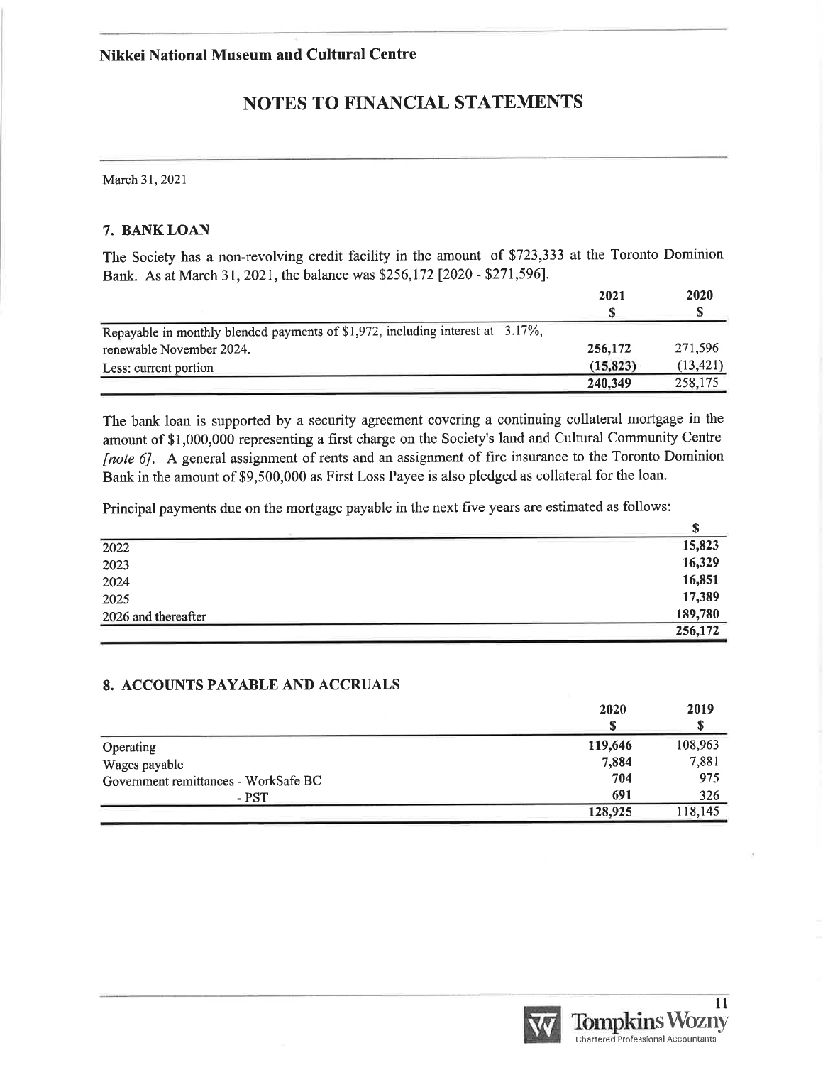# Nikkei National Museum and Cultural Centre

## NOTES TO FINANCIAL STATEMENTS

March 31, 2021

### 7. BANK LOAN

The Society has a non-revolving credit facility in the amount of $723,333 at the Toronto Dominion Bank. As at March 31, 2021, the balance was $256,172 [2020 - $271,596].

| | 2021 | 2020 |
|---|---|---|
| | $ | $ |
| Repayable in monthly blended payments of $1,972, including interest at 3.17%, renewable November 2024. | 256,172 | 271,596 |
| Less: current portion | (15,823) | (13,421) |
| | 240,349 | 258,175 |

The bank loan is supported by a security agreement covering a continuing collateral mortgage in the amount of $1,000,000 representing a first charge on the Society's land and Cultural Community Centre *[note 6]*. A general assignment of rents and an assignment of fire insurance to the Toronto Dominion Bank in the amount of $9,500,000 as First Loss Payee is also pledged as collateral for the loan.

Principal payments due on the mortgage payable in the next five years are estimated as follows:

| | $ |
|---|---|
| 2022 | 15,823 |
| 2023 | 16,329 |
| 2024 | 16,851 |
| 2025 | 17,389 |
| 2026 and thereafter | 189,780 |
| | 256,172 |

### 8. ACCOUNTS PAYABLE AND ACCRUALS

| | 2020 | 2019 |
|---|---|---|
| | $ | $ |
| Operating | 119,646 | 108,963 |
| Wages payable | 7,884 | 7,881 |
| Government remittances - WorkSafe BC | 704 | 975 |
| - PST | 691 | 326 |
| | 128,925 | 118,145 |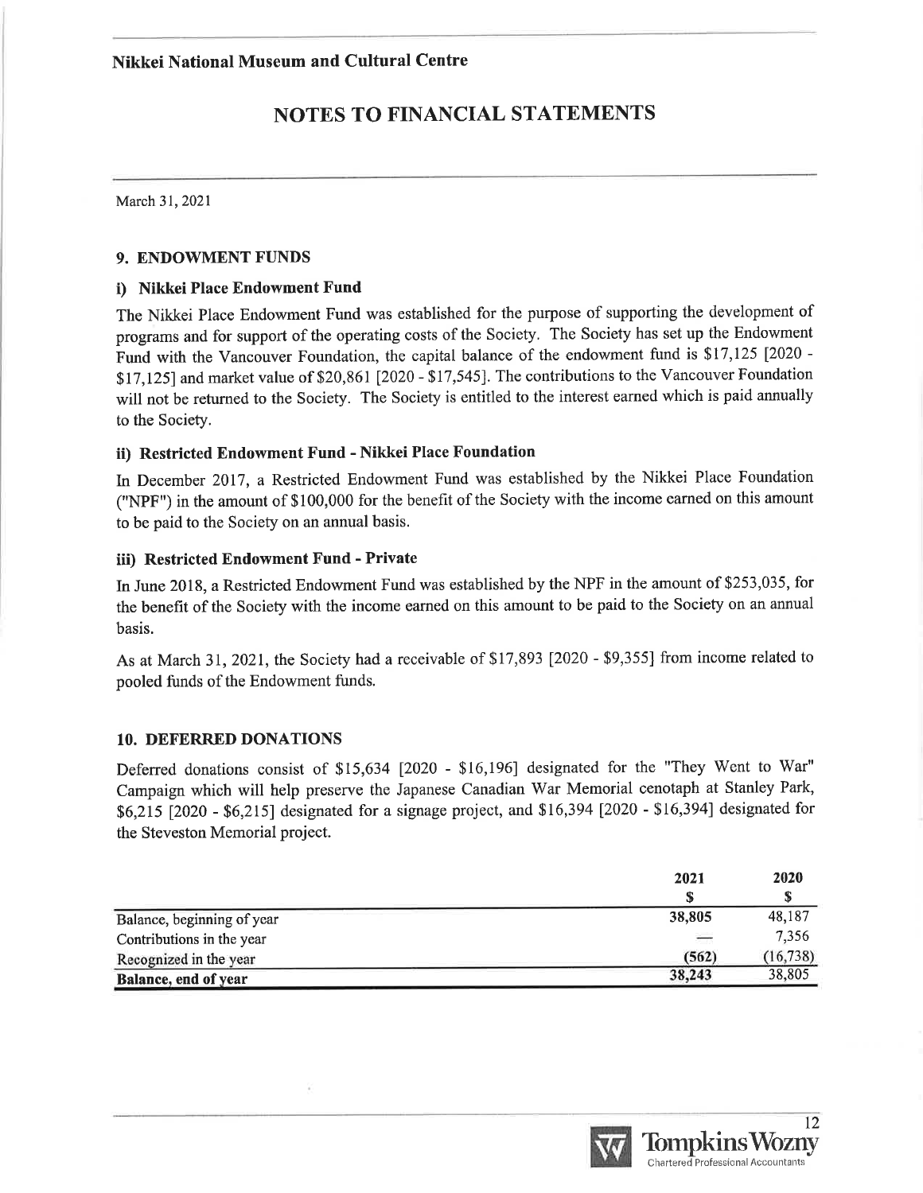March 31, 2021

## 9. ENDOWMENT FUNDS

### i) Nikkei Place Endowment Fund

The Nikkei Place Endowment Fund was established for the purpose of supporting the development of programs and for support of the operating costs of the Society. The Society has set up the Endowment Fund with the Vancouver Foundation, the capital balance of the endowment fund is $17,125 [2020 - $17,125] and market value of $20,861 [2020 - $17,545]. The contributions to the Vancouver Foundation will not be returned to the Society. The Society is entitled to the interest earned which is paid annually to the Society.

### ii) Restricted Endowment Fund - Nikkei Place Foundation

In December 2017, a Restricted Endowment Fund was established by the Nikkei Place Foundation ("NPF") in the amount of $100,000 for the benefit of the Society with the income earned on this amount to be paid to the Society on an annual basis.

### iii) Restricted Endowment Fund - Private

In June 2018, a Restricted Endowment Fund was established by the NPF in the amount of $253,035, for the benefit of the Society with the income earned on this amount to be paid to the Society on an annual basis.

As at March 31, 2021, the Society had a receivable of $17,893 [2020 - $9,355] from income related to pooled funds of the Endowment funds.

## 10. DEFERRED DONATIONS

Deferred donations consist of $15,634 [2020 - $16,196] designated for the "They Went to War" Campaign which will help preserve the Japanese Canadian War Memorial cenotaph at Stanley Park, $6,215 [2020 - $6,215] designated for a signage project, and $16,394 [2020 - $16,394] designated for the Steveston Memorial project.

| | 2021<br>$ | 2020<br>$ |
|---|---|---|
| Balance, beginning of year | **38,805** | 48,187 |
| Contributions in the year | **—** | 7,356 |
| Recognized in the year | **(562)** | (16,738) |
| **Balance, end of year** | **38,243** | 38,805 |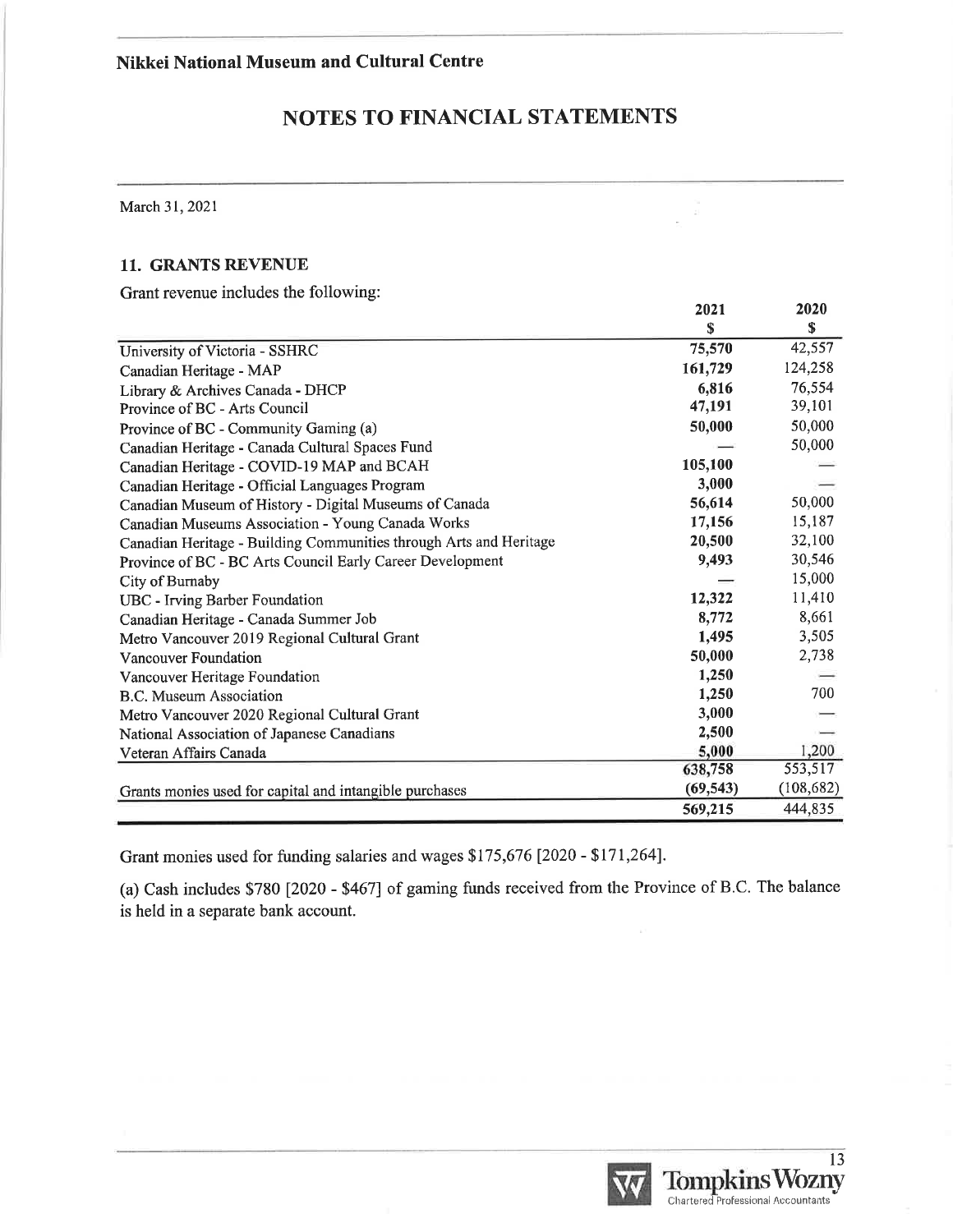# Nikkei National Museum and Cultural Centre

## NOTES TO FINANCIAL STATEMENTS

March 31, 2021

### 11. GRANTS REVENUE

Grant revenue includes the following:

| | 2021 $ | 2020 $ |
|---|---|---|
| University of Victoria - SSHRC | **75,570** | 42,557 |
| Canadian Heritage - MAP | **161,729** | 124,258 |
| Library & Archives Canada - DHCP | **6,816** | 76,554 |
| Province of BC - Arts Council | **47,191** | 39,101 |
| Province of BC - Community Gaming (a) | **50,000** | 50,000 |
| Canadian Heritage - Canada Cultural Spaces Fund | **—** | 50,000 |
| Canadian Heritage - COVID-19 MAP and BCAH | **105,100** | — |
| Canadian Heritage - Official Languages Program | **3,000** | — |
| Canadian Museum of History - Digital Museums of Canada | **56,614** | 50,000 |
| Canadian Museums Association - Young Canada Works | **17,156** | 15,187 |
| Canadian Heritage - Building Communities through Arts and Heritage | **20,500** | 32,100 |
| Province of BC - BC Arts Council Early Career Development | **9,493** | 30,546 |
| City of Burnaby | **—** | 15,000 |
| UBC - Irving Barber Foundation | **12,322** | 11,410 |
| Canadian Heritage - Canada Summer Job | **8,772** | 8,661 |
| Metro Vancouver 2019 Regional Cultural Grant | **1,495** | 3,505 |
| Vancouver Foundation | **50,000** | 2,738 |
| Vancouver Heritage Foundation | **1,250** | — |
| B.C. Museum Association | **1,250** | 700 |
| Metro Vancouver 2020 Regional Cultural Grant | **3,000** | — |
| National Association of Japanese Canadians | **2,500** | — |
| Veteran Affairs Canada | **5,000** | 1,200 |
| | **638,758** | 553,517 |
| Grants monies used for capital and intangible purchases | **(69,543)** | (108,682) |
| | **569,215** | 444,835 |

Grant monies used for funding salaries and wages $175,676 [2020 - $171,264].

(a) Cash includes $780 [2020 - $467] of gaming funds received from the Province of B.C. The balance is held in a separate bank account.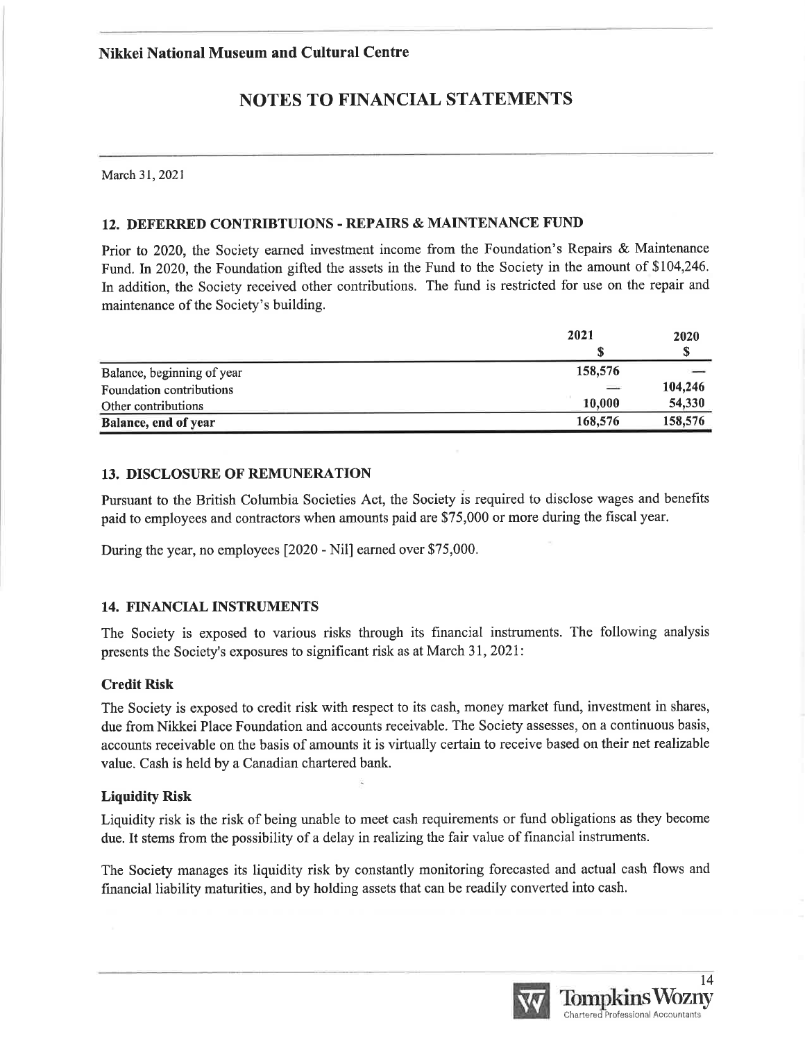## NOTES TO FINANCIAL STATEMENTS

March 31, 2021

### 12. DEFERRED CONTRIBTUIONS - REPAIRS & MAINTENANCE FUND

Prior to 2020, the Society earned investment income from the Foundation's Repairs & Maintenance Fund. In 2020, the Foundation gifted the assets in the Fund to the Society in the amount of $104,246. In addition, the Society received other contributions. The fund is restricted for use on the repair and maintenance of the Society's building.

| | 2021<br>$ | 2020<br>$ |
|---|---|---|
| Balance, beginning of year | 158,576 | — |
| Foundation contributions | — | 104,246 |
| Other contributions | 10,000 | 54,330 |
| **Balance, end of year** | 168,576 | 158,576 |

### 13. DISCLOSURE OF REMUNERATION

Pursuant to the British Columbia Societies Act, the Society is required to disclose wages and benefits paid to employees and contractors when amounts paid are $75,000 or more during the fiscal year.

During the year, no employees [2020 - Nil] earned over $75,000.

### 14. FINANCIAL INSTRUMENTS

The Society is exposed to various risks through its financial instruments. The following analysis presents the Society's exposures to significant risk as at March 31, 2021:

**Credit Risk**

The Society is exposed to credit risk with respect to its cash, money market fund, investment in shares, due from Nikkei Place Foundation and accounts receivable. The Society assesses, on a continuous basis, accounts receivable on the basis of amounts it is virtually certain to receive based on their net realizable value. Cash is held by a Canadian chartered bank.

**Liquidity Risk**

Liquidity risk is the risk of being unable to meet cash requirements or fund obligations as they become due. It stems from the possibility of a delay in realizing the fair value of financial instruments.

The Society manages its liquidity risk by constantly monitoring forecasted and actual cash flows and financial liability maturities, and by holding assets that can be readily converted into cash.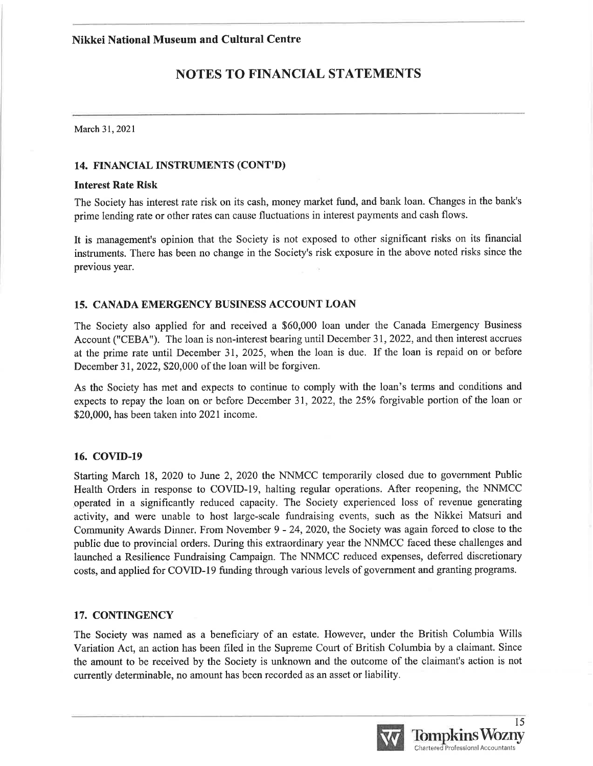March 31, 2021

### 14. FINANCIAL INSTRUMENTS (CONT'D)

**Interest Rate Risk**

The Society has interest rate risk on its cash, money market fund, and bank loan. Changes in the bank's prime lending rate or other rates can cause fluctuations in interest payments and cash flows.

It is management's opinion that the Society is not exposed to other significant risks on its financial instruments. There has been no change in the Society's risk exposure in the above noted risks since the previous year.

### 15. CANADA EMERGENCY BUSINESS ACCOUNT LOAN

The Society also applied for and received a $60,000 loan under the Canada Emergency Business Account ("CEBA"). The loan is non-interest bearing until December 31, 2022, and then interest accrues at the prime rate until December 31, 2025, when the loan is due. If the loan is repaid on or before December 31, 2022, $20,000 of the loan will be forgiven.

As the Society has met and expects to continue to comply with the loan's terms and conditions and expects to repay the loan on or before December 31, 2022, the 25% forgivable portion of the loan or $20,000, has been taken into 2021 income.

### 16. COVID-19

Starting March 18, 2020 to June 2, 2020 the NNMCC temporarily closed due to government Public Health Orders in response to COVID-19, halting regular operations. After reopening, the NNMCC operated in a significantly reduced capacity. The Society experienced loss of revenue generating activity, and were unable to host large-scale fundraising events, such as the Nikkei Matsuri and Community Awards Dinner. From November 9 - 24, 2020, the Society was again forced to close to the public due to provincial orders. During this extraordinary year the NNMCC faced these challenges and launched a Resilience Fundraising Campaign. The NNMCC reduced expenses, deferred discretionary costs, and applied for COVID-19 funding through various levels of government and granting programs.

### 17. CONTINGENCY

The Society was named as a beneficiary of an estate. However, under the British Columbia Wills Variation Act, an action has been filed in the Supreme Court of British Columbia by a claimant. Since the amount to be received by the Society is unknown and the outcome of the claimant's action is not currently determinable, no amount has been recorded as an asset or liability.